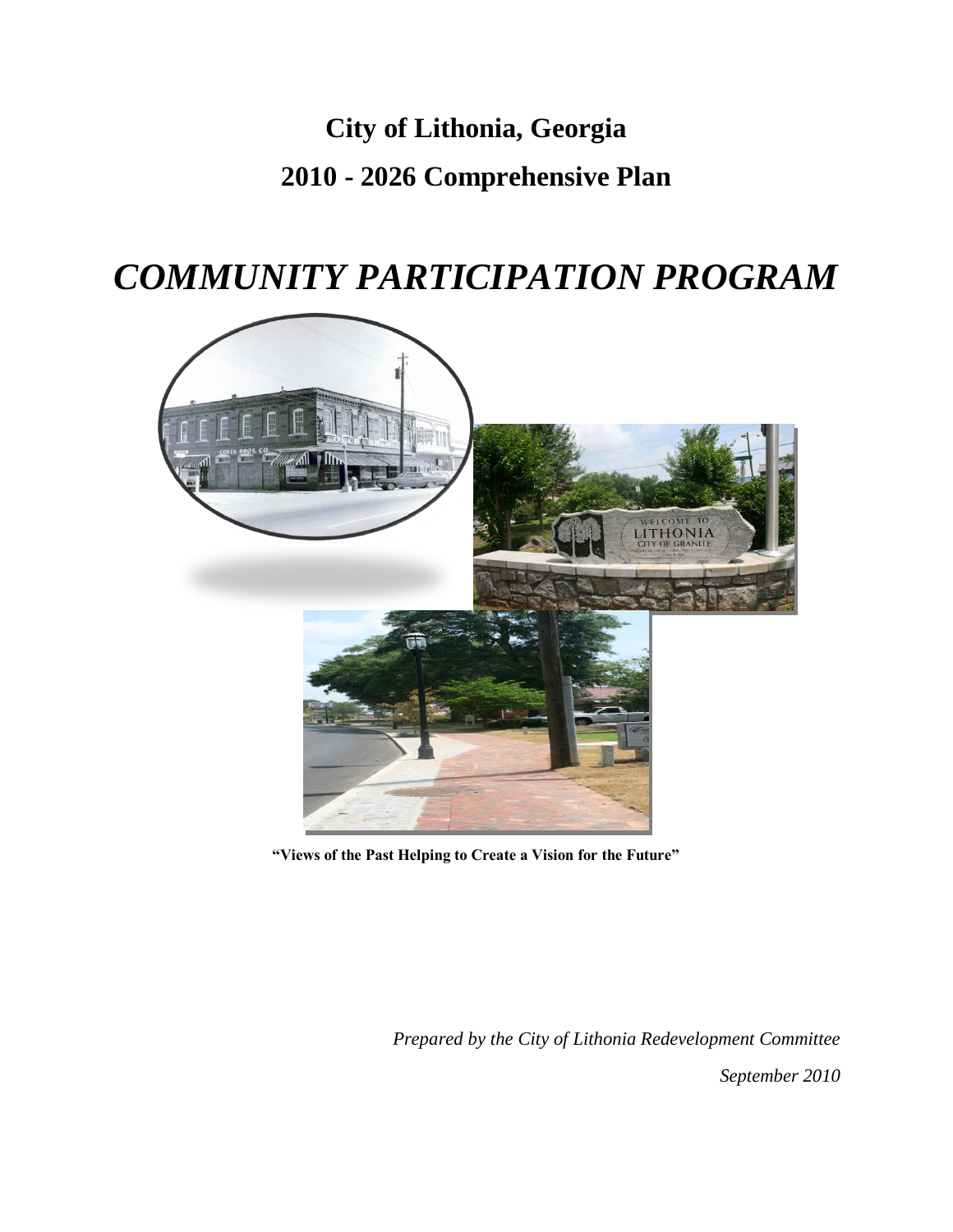# City of Lithonia, Georgia

# 2010 - 2026 Comprehensive Plan

# *COMMUNITY PARTICIPATION PROGRAM*

**"Views of the Past Helping to Create a Vision for the Future"**

*Prepared by the City of Lithonia Redevelopment Committee*

*September 2010*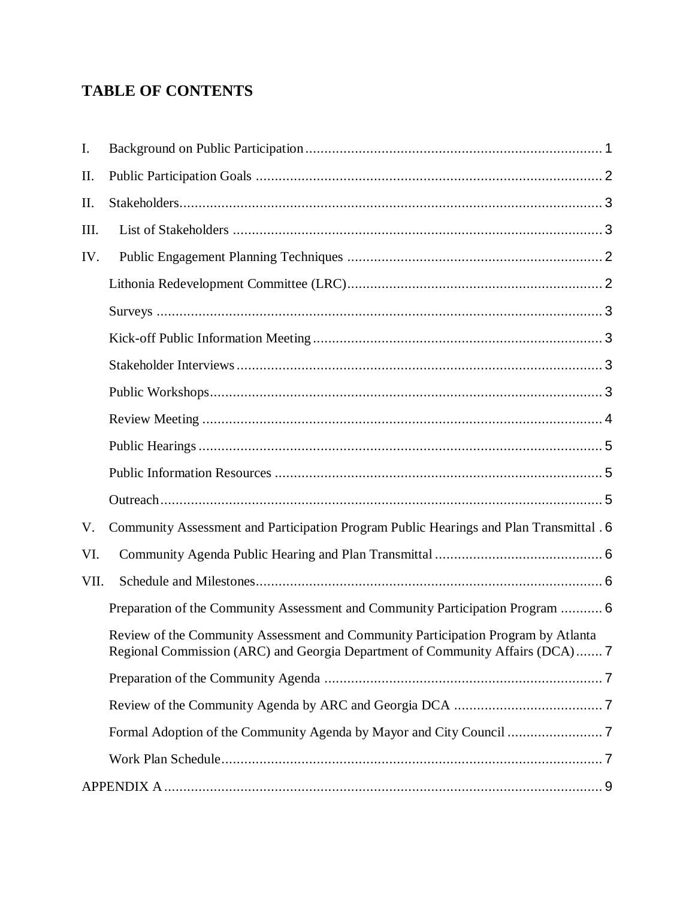# TABLE OF CONTENTS

I. Background on Public Participation ........ 1

II. Public Participation Goals ........ 2

II. Stakeholders ........ 3

III. List of Stakeholders ........ 3

IV. Public Engagement Planning Techniques ........ 2

- Lithonia Redevelopment Committee (LRC) ........ 2
- Surveys ........ 3
- Kick-off Public Information Meeting ........ 3
- Stakeholder Interviews ........ 3
- Public Workshops ........ 3
- Review Meeting ........ 4
- Public Hearings ........ 5
- Public Information Resources ........ 5
- Outreach ........ 5

V. Community Assessment and Participation Program Public Hearings and Plan Transmittal . 6

VI. Community Agenda Public Hearing and Plan Transmittal ........ 6

VII. Schedule and Milestones ........ 6

- Preparation of the Community Assessment and Community Participation Program ........ 6
- Review of the Community Assessment and Community Participation Program by Atlanta Regional Commission (ARC) and Georgia Department of Community Affairs (DCA) ........ 7
- Preparation of the Community Agenda ........ 7
- Review of the Community Agenda by ARC and Georgia DCA ........ 7
- Formal Adoption of the Community Agenda by Mayor and City Council ........ 7
- Work Plan Schedule ........ 7

APPENDIX A ........ 9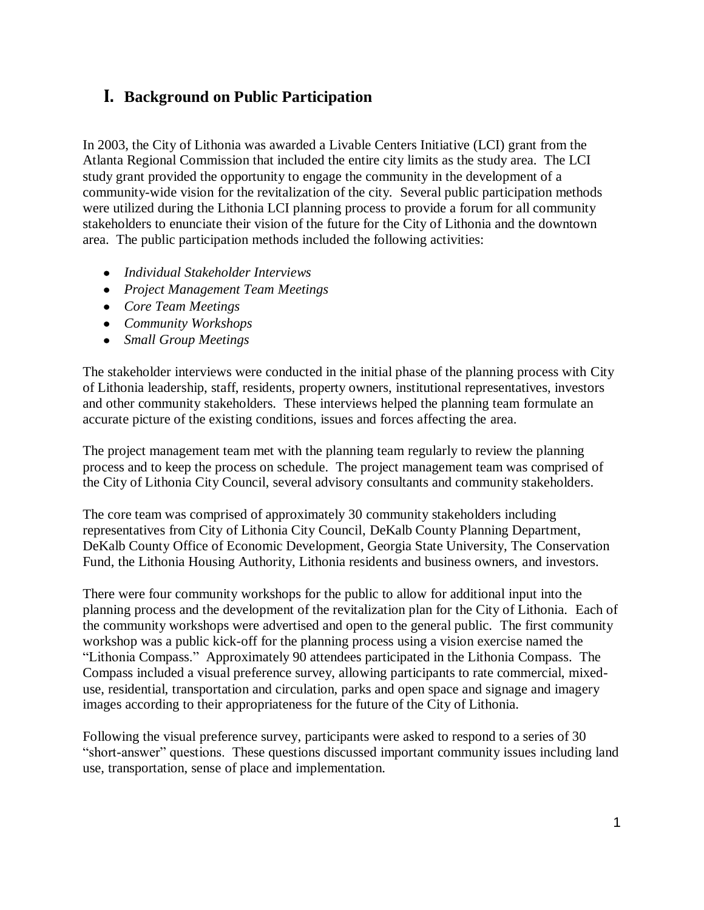# I. Background on Public Participation

In 2003, the City of Lithonia was awarded a Livable Centers Initiative (LCI) grant from the Atlanta Regional Commission that included the entire city limits as the study area. The LCI study grant provided the opportunity to engage the community in the development of a community-wide vision for the revitalization of the city. Several public participation methods were utilized during the Lithonia LCI planning process to provide a forum for all community stakeholders to enunciate their vision of the future for the City of Lithonia and the downtown area. The public participation methods included the following activities:

- *Individual Stakeholder Interviews*
- *Project Management Team Meetings*
- *Core Team Meetings*
- *Community Workshops*
- *Small Group Meetings*

The stakeholder interviews were conducted in the initial phase of the planning process with City of Lithonia leadership, staff, residents, property owners, institutional representatives, investors and other community stakeholders. These interviews helped the planning team formulate an accurate picture of the existing conditions, issues and forces affecting the area.

The project management team met with the planning team regularly to review the planning process and to keep the process on schedule. The project management team was comprised of the City of Lithonia City Council, several advisory consultants and community stakeholders.

The core team was comprised of approximately 30 community stakeholders including representatives from City of Lithonia City Council, DeKalb County Planning Department, DeKalb County Office of Economic Development, Georgia State University, The Conservation Fund, the Lithonia Housing Authority, Lithonia residents and business owners, and investors.

There were four community workshops for the public to allow for additional input into the planning process and the development of the revitalization plan for the City of Lithonia. Each of the community workshops were advertised and open to the general public. The first community workshop was a public kick-off for the planning process using a vision exercise named the "Lithonia Compass." Approximately 90 attendees participated in the Lithonia Compass. The Compass included a visual preference survey, allowing participants to rate commercial, mixed-use, residential, transportation and circulation, parks and open space and signage and imagery images according to their appropriateness for the future of the City of Lithonia.

Following the visual preference survey, participants were asked to respond to a series of 30 "short-answer" questions. These questions discussed important community issues including land use, transportation, sense of place and implementation.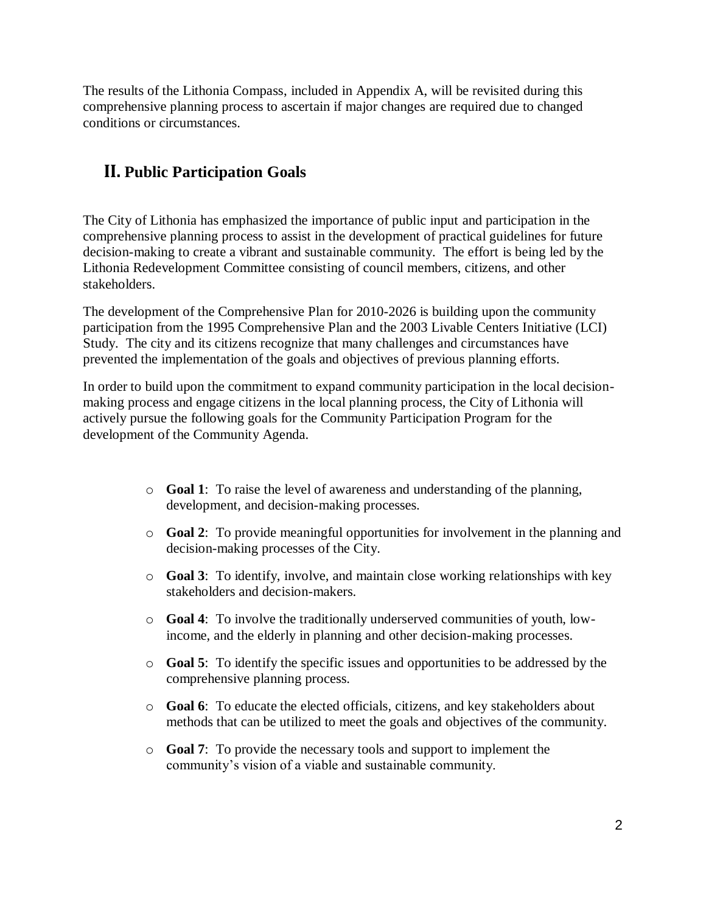The results of the Lithonia Compass, included in Appendix A, will be revisited during this comprehensive planning process to ascertain if major changes are required due to changed conditions or circumstances.

## II. Public Participation Goals

The City of Lithonia has emphasized the importance of public input and participation in the comprehensive planning process to assist in the development of practical guidelines for future decision-making to create a vibrant and sustainable community. The effort is being led by the Lithonia Redevelopment Committee consisting of council members, citizens, and other stakeholders.

The development of the Comprehensive Plan for 2010-2026 is building upon the community participation from the 1995 Comprehensive Plan and the 2003 Livable Centers Initiative (LCI) Study. The city and its citizens recognize that many challenges and circumstances have prevented the implementation of the goals and objectives of previous planning efforts.

In order to build upon the commitment to expand community participation in the local decision-making process and engage citizens in the local planning process, the City of Lithonia will actively pursue the following goals for the Community Participation Program for the development of the Community Agenda.

- **Goal 1**: To raise the level of awareness and understanding of the planning, development, and decision-making processes.
- **Goal 2**: To provide meaningful opportunities for involvement in the planning and decision-making processes of the City.
- **Goal 3**: To identify, involve, and maintain close working relationships with key stakeholders and decision-makers.
- **Goal 4**: To involve the traditionally underserved communities of youth, low-income, and the elderly in planning and other decision-making processes.
- **Goal 5**: To identify the specific issues and opportunities to be addressed by the comprehensive planning process.
- **Goal 6**: To educate the elected officials, citizens, and key stakeholders about methods that can be utilized to meet the goals and objectives of the community.
- **Goal 7**: To provide the necessary tools and support to implement the community's vision of a viable and sustainable community.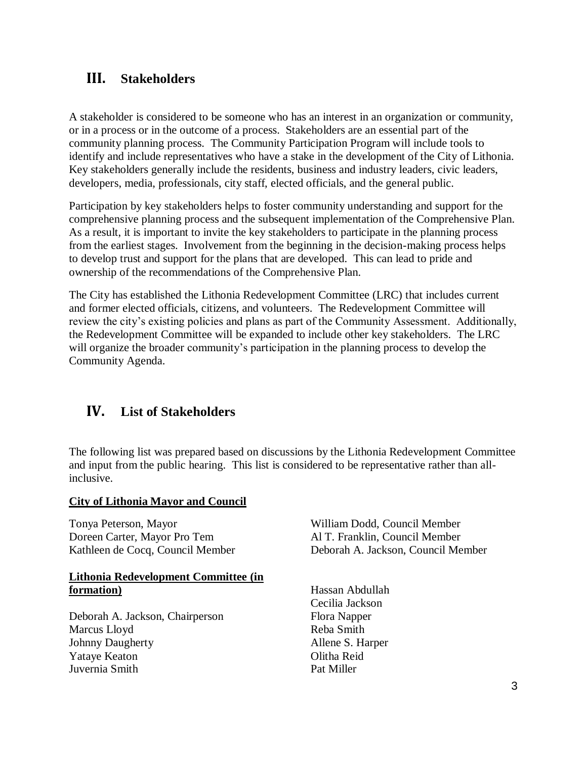## III. Stakeholders

A stakeholder is considered to be someone who has an interest in an organization or community, or in a process or in the outcome of a process. Stakeholders are an essential part of the community planning process. The Community Participation Program will include tools to identify and include representatives who have a stake in the development of the City of Lithonia. Key stakeholders generally include the residents, business and industry leaders, civic leaders, developers, media, professionals, city staff, elected officials, and the general public.

Participation by key stakeholders helps to foster community understanding and support for the comprehensive planning process and the subsequent implementation of the Comprehensive Plan. As a result, it is important to invite the key stakeholders to participate in the planning process from the earliest stages. Involvement from the beginning in the decision-making process helps to develop trust and support for the plans that are developed. This can lead to pride and ownership of the recommendations of the Comprehensive Plan.

The City has established the Lithonia Redevelopment Committee (LRC) that includes current and former elected officials, citizens, and volunteers. The Redevelopment Committee will review the city's existing policies and plans as part of the Community Assessment. Additionally, the Redevelopment Committee will be expanded to include other key stakeholders. The LRC will organize the broader community's participation in the planning process to develop the Community Agenda.

## IV. List of Stakeholders

The following list was prepared based on discussions by the Lithonia Redevelopment Committee and input from the public hearing. This list is considered to be representative rather than all-inclusive.

**City of Lithonia Mayor and Council**

Tonya Peterson, Mayor
Doreen Carter, Mayor Pro Tem
Kathleen de Cocq, Council Member
William Dodd, Council Member
Al T. Franklin, Council Member
Deborah A. Jackson, Council Member

**Lithonia Redevelopment Committee (in formation)**

Deborah A. Jackson, Chairperson
Marcus Lloyd
Johnny Daugherty
Yataye Keaton
Juvernia Smith
Hassan Abdullah
Cecilia Jackson
Flora Napper
Reba Smith
Allene S. Harper
Olitha Reid
Pat Miller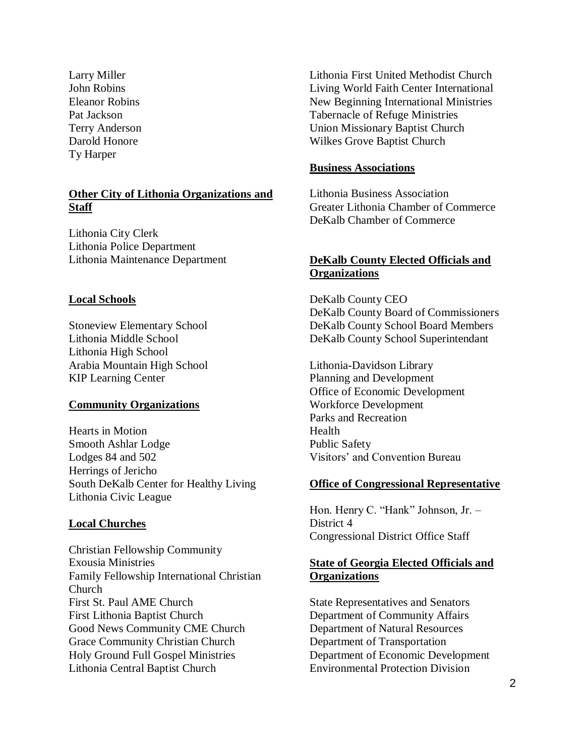Larry Miller
John Robins
Eleanor Robins
Pat Jackson
Terry Anderson
Darold Honore
Ty Harper

**Other City of Lithonia Organizations and Staff**

Lithonia City Clerk
Lithonia Police Department
Lithonia Maintenance Department

**Local Schools**

Stoneview Elementary School
Lithonia Middle School
Lithonia High School
Arabia Mountain High School
KIP Learning Center

**Community Organizations**

Hearts in Motion
Smooth Ashlar Lodge
Lodges 84 and 502
Herrings of Jericho
South DeKalb Center for Healthy Living
Lithonia Civic League

**Local Churches**

Christian Fellowship Community
Exousia Ministries
Family Fellowship International Christian Church
First St. Paul AME Church
First Lithonia Baptist Church
Good News Community CME Church
Grace Community Christian Church
Holy Ground Full Gospel Ministries
Lithonia Central Baptist Church
Lithonia First United Methodist Church
Living World Faith Center International
New Beginning International Ministries
Tabernacle of Refuge Ministries
Union Missionary Baptist Church
Wilkes Grove Baptist Church

**Business Associations**

Lithonia Business Association
Greater Lithonia Chamber of Commerce
DeKalb Chamber of Commerce

**DeKalb County Elected Officials and Organizations**

DeKalb County CEO
DeKalb County Board of Commissioners
DeKalb County School Board Members
DeKalb County School Superintendant

Lithonia-Davidson Library
Planning and Development
Office of Economic Development
Workforce Development
Parks and Recreation
Health
Public Safety
Visitors' and Convention Bureau

**Office of Congressional Representative**

Hon. Henry C. "Hank" Johnson, Jr. – District 4
Congressional District Office Staff

**State of Georgia Elected Officials and Organizations**

State Representatives and Senators
Department of Community Affairs
Department of Natural Resources
Department of Transportation
Department of Economic Development
Environmental Protection Division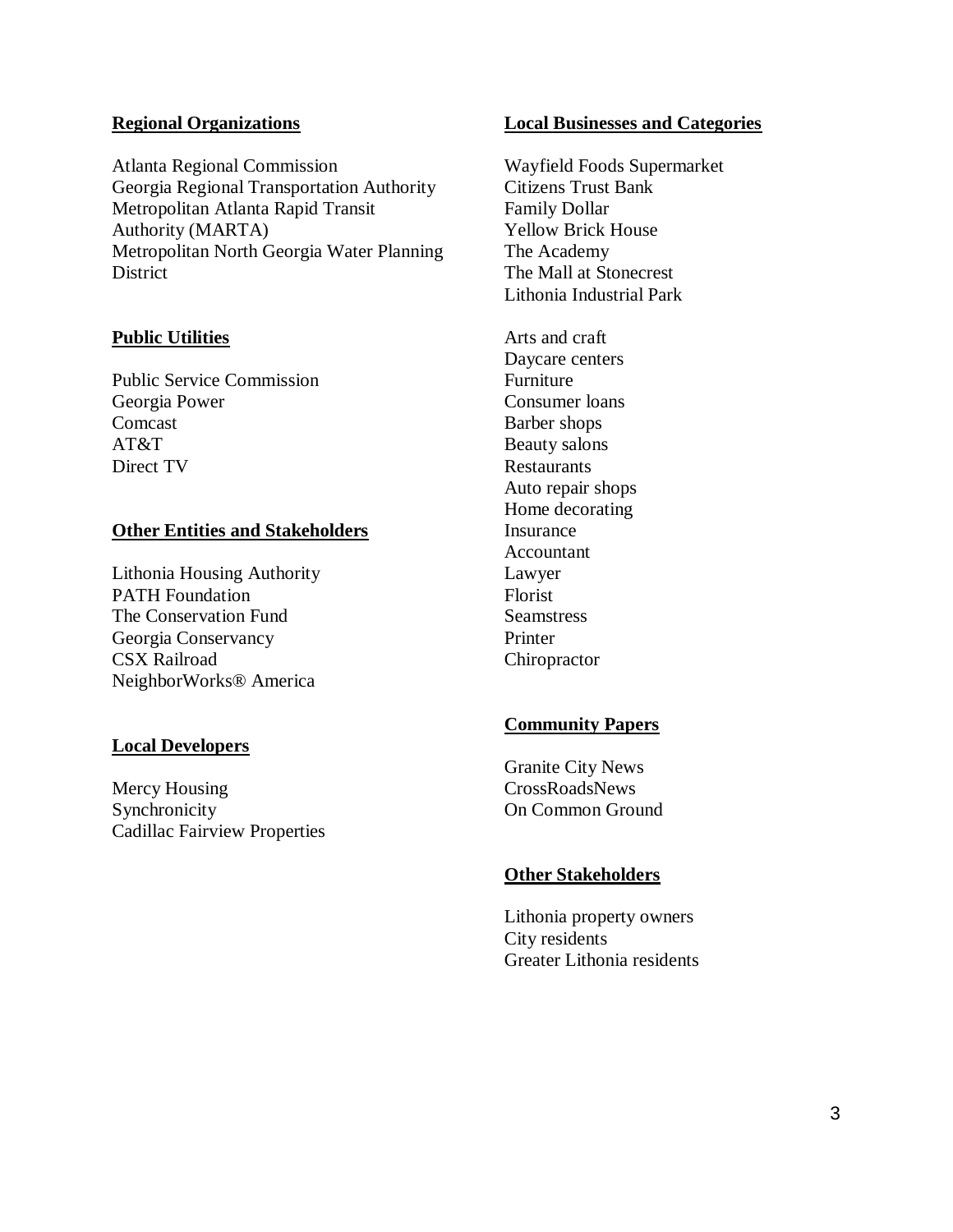**Regional Organizations**

Atlanta Regional Commission
Georgia Regional Transportation Authority
Metropolitan Atlanta Rapid Transit Authority (MARTA)
Metropolitan North Georgia Water Planning District

**Public Utilities**

Public Service Commission
Georgia Power
Comcast
AT&T
Direct TV

**Other Entities and Stakeholders**

Lithonia Housing Authority
PATH Foundation
The Conservation Fund
Georgia Conservancy
CSX Railroad
NeighborWorks® America

**Local Developers**

Mercy Housing
Synchronicity
Cadillac Fairview Properties

**Local Businesses and Categories**

Wayfield Foods Supermarket
Citizens Trust Bank
Family Dollar
Yellow Brick House
The Academy
The Mall at Stonecrest
Lithonia Industrial Park

Arts and craft
Daycare centers
Furniture
Consumer loans
Barber shops
Beauty salons
Restaurants
Auto repair shops
Home decorating
Insurance
Accountant
Lawyer
Florist
Seamstress
Printer
Chiropractor

**Community Papers**

Granite City News
CrossRoadsNews
On Common Ground

**Other Stakeholders**

Lithonia property owners
City residents
Greater Lithonia residents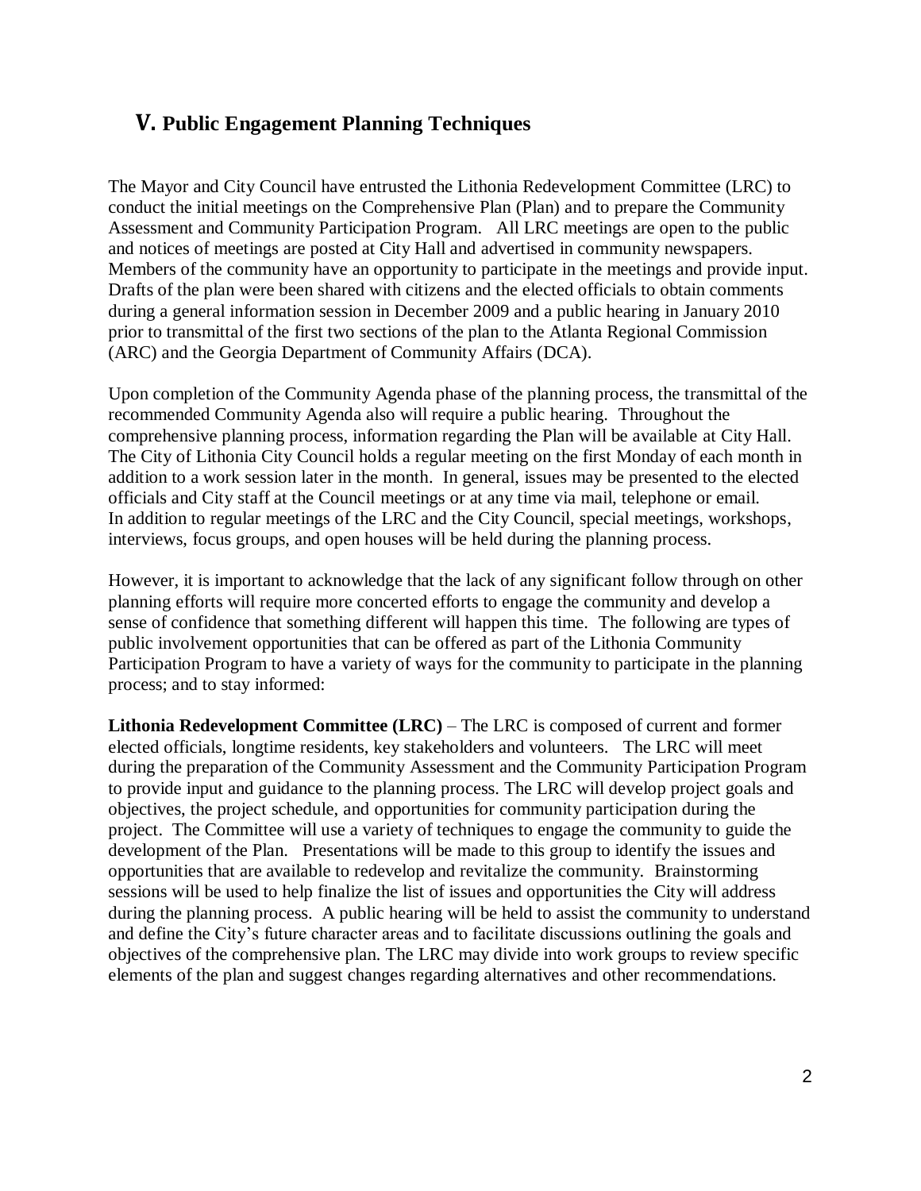## V. Public Engagement Planning Techniques

The Mayor and City Council have entrusted the Lithonia Redevelopment Committee (LRC) to conduct the initial meetings on the Comprehensive Plan (Plan) and to prepare the Community Assessment and Community Participation Program. All LRC meetings are open to the public and notices of meetings are posted at City Hall and advertised in community newspapers. Members of the community have an opportunity to participate in the meetings and provide input. Drafts of the plan were been shared with citizens and the elected officials to obtain comments during a general information session in December 2009 and a public hearing in January 2010 prior to transmittal of the first two sections of the plan to the Atlanta Regional Commission (ARC) and the Georgia Department of Community Affairs (DCA).

Upon completion of the Community Agenda phase of the planning process, the transmittal of the recommended Community Agenda also will require a public hearing. Throughout the comprehensive planning process, information regarding the Plan will be available at City Hall. The City of Lithonia City Council holds a regular meeting on the first Monday of each month in addition to a work session later in the month. In general, issues may be presented to the elected officials and City staff at the Council meetings or at any time via mail, telephone or email. In addition to regular meetings of the LRC and the City Council, special meetings, workshops, interviews, focus groups, and open houses will be held during the planning process.

However, it is important to acknowledge that the lack of any significant follow through on other planning efforts will require more concerted efforts to engage the community and develop a sense of confidence that something different will happen this time. The following are types of public involvement opportunities that can be offered as part of the Lithonia Community Participation Program to have a variety of ways for the community to participate in the planning process; and to stay informed:

**Lithonia Redevelopment Committee (LRC)** – The LRC is composed of current and former elected officials, longtime residents, key stakeholders and volunteers. The LRC will meet during the preparation of the Community Assessment and the Community Participation Program to provide input and guidance to the planning process. The LRC will develop project goals and objectives, the project schedule, and opportunities for community participation during the project. The Committee will use a variety of techniques to engage the community to guide the development of the Plan. Presentations will be made to this group to identify the issues and opportunities that are available to redevelop and revitalize the community. Brainstorming sessions will be used to help finalize the list of issues and opportunities the City will address during the planning process. A public hearing will be held to assist the community to understand and define the City's future character areas and to facilitate discussions outlining the goals and objectives of the comprehensive plan. The LRC may divide into work groups to review specific elements of the plan and suggest changes regarding alternatives and other recommendations.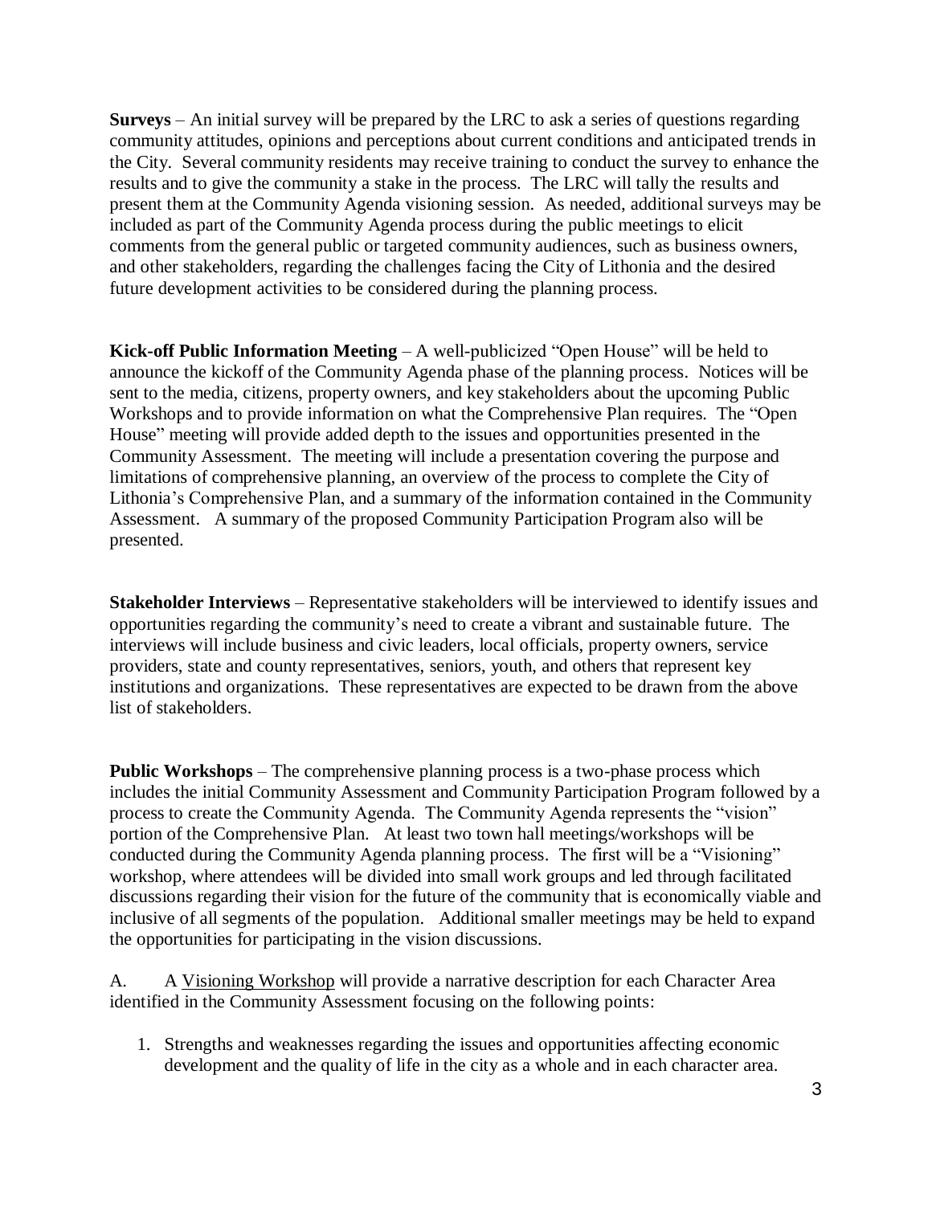**Surveys** – An initial survey will be prepared by the LRC to ask a series of questions regarding community attitudes, opinions and perceptions about current conditions and anticipated trends in the City. Several community residents may receive training to conduct the survey to enhance the results and to give the community a stake in the process. The LRC will tally the results and present them at the Community Agenda visioning session. As needed, additional surveys may be included as part of the Community Agenda process during the public meetings to elicit comments from the general public or targeted community audiences, such as business owners, and other stakeholders, regarding the challenges facing the City of Lithonia and the desired future development activities to be considered during the planning process.

**Kick-off Public Information Meeting** – A well-publicized "Open House" will be held to announce the kickoff of the Community Agenda phase of the planning process. Notices will be sent to the media, citizens, property owners, and key stakeholders about the upcoming Public Workshops and to provide information on what the Comprehensive Plan requires. The "Open House" meeting will provide added depth to the issues and opportunities presented in the Community Assessment. The meeting will include a presentation covering the purpose and limitations of comprehensive planning, an overview of the process to complete the City of Lithonia's Comprehensive Plan, and a summary of the information contained in the Community Assessment. A summary of the proposed Community Participation Program also will be presented.

**Stakeholder Interviews** – Representative stakeholders will be interviewed to identify issues and opportunities regarding the community's need to create a vibrant and sustainable future. The interviews will include business and civic leaders, local officials, property owners, service providers, state and county representatives, seniors, youth, and others that represent key institutions and organizations. These representatives are expected to be drawn from the above list of stakeholders.

**Public Workshops** – The comprehensive planning process is a two-phase process which includes the initial Community Assessment and Community Participation Program followed by a process to create the Community Agenda. The Community Agenda represents the "vision" portion of the Comprehensive Plan. At least two town hall meetings/workshops will be conducted during the Community Agenda planning process. The first will be a "Visioning" workshop, where attendees will be divided into small work groups and led through facilitated discussions regarding their vision for the future of the community that is economically viable and inclusive of all segments of the population. Additional smaller meetings may be held to expand the opportunities for participating in the vision discussions.

A. A Visioning Workshop will provide a narrative description for each Character Area identified in the Community Assessment focusing on the following points:

1. Strengths and weaknesses regarding the issues and opportunities affecting economic development and the quality of life in the city as a whole and in each character area.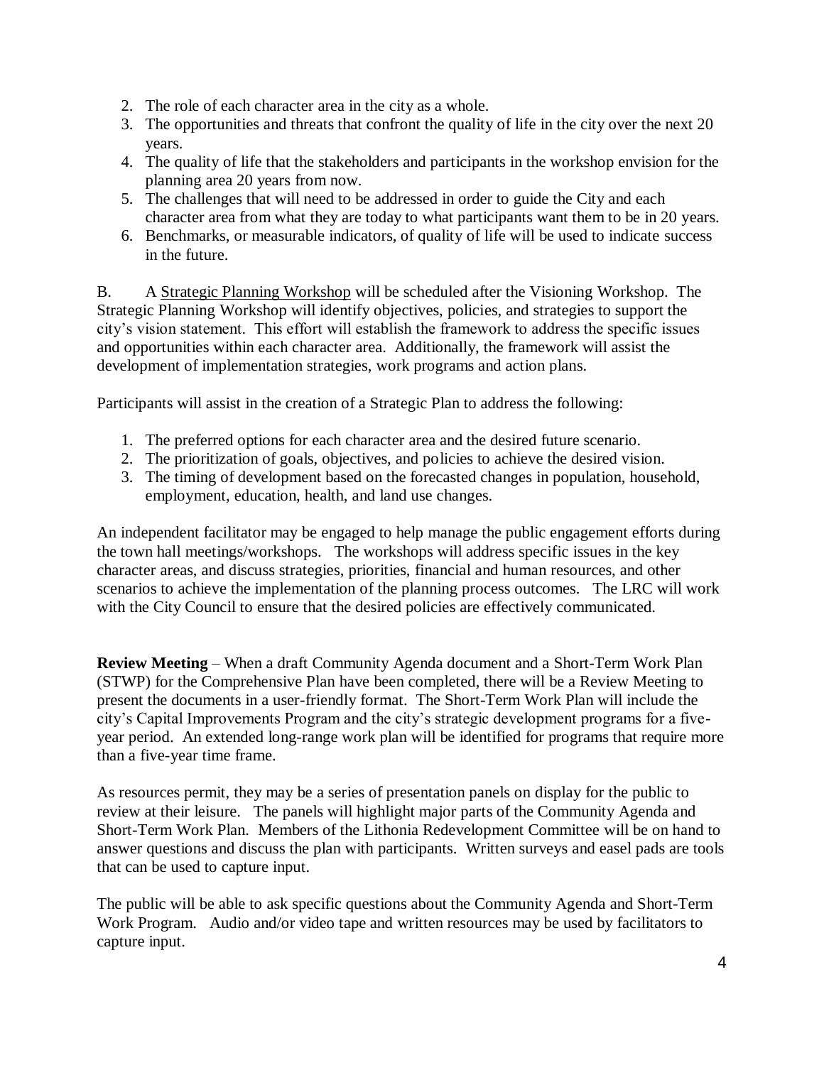2. The role of each character area in the city as a whole.
3. The opportunities and threats that confront the quality of life in the city over the next 20 years.
4. The quality of life that the stakeholders and participants in the workshop envision for the planning area 20 years from now.
5. The challenges that will need to be addressed in order to guide the City and each character area from what they are today to what participants want them to be in 20 years.
6. Benchmarks, or measurable indicators, of quality of life will be used to indicate success in the future.

B. A Strategic Planning Workshop will be scheduled after the Visioning Workshop. The Strategic Planning Workshop will identify objectives, policies, and strategies to support the city's vision statement. This effort will establish the framework to address the specific issues and opportunities within each character area. Additionally, the framework will assist the development of implementation strategies, work programs and action plans.

Participants will assist in the creation of a Strategic Plan to address the following:

1. The preferred options for each character area and the desired future scenario.
2. The prioritization of goals, objectives, and policies to achieve the desired vision.
3. The timing of development based on the forecasted changes in population, household, employment, education, health, and land use changes.

An independent facilitator may be engaged to help manage the public engagement efforts during the town hall meetings/workshops. The workshops will address specific issues in the key character areas, and discuss strategies, priorities, financial and human resources, and other scenarios to achieve the implementation of the planning process outcomes. The LRC will work with the City Council to ensure that the desired policies are effectively communicated.

**Review Meeting** – When a draft Community Agenda document and a Short-Term Work Plan (STWP) for the Comprehensive Plan have been completed, there will be a Review Meeting to present the documents in a user-friendly format. The Short-Term Work Plan will include the city's Capital Improvements Program and the city's strategic development programs for a five-year period. An extended long-range work plan will be identified for programs that require more than a five-year time frame.

As resources permit, they may be a series of presentation panels on display for the public to review at their leisure. The panels will highlight major parts of the Community Agenda and Short-Term Work Plan. Members of the Lithonia Redevelopment Committee will be on hand to answer questions and discuss the plan with participants. Written surveys and easel pads are tools that can be used to capture input.

The public will be able to ask specific questions about the Community Agenda and Short-Term Work Program. Audio and/or video tape and written resources may be used by facilitators to capture input.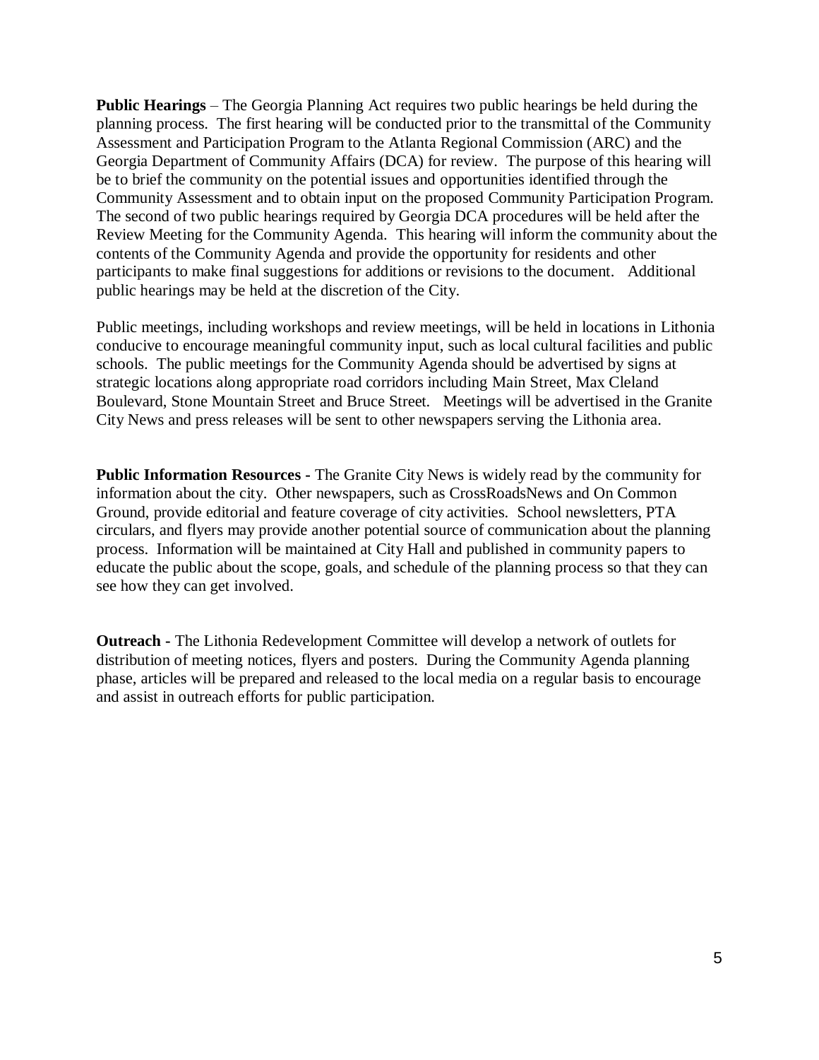**Public Hearings** – The Georgia Planning Act requires two public hearings be held during the planning process. The first hearing will be conducted prior to the transmittal of the Community Assessment and Participation Program to the Atlanta Regional Commission (ARC) and the Georgia Department of Community Affairs (DCA) for review. The purpose of this hearing will be to brief the community on the potential issues and opportunities identified through the Community Assessment and to obtain input on the proposed Community Participation Program. The second of two public hearings required by Georgia DCA procedures will be held after the Review Meeting for the Community Agenda. This hearing will inform the community about the contents of the Community Agenda and provide the opportunity for residents and other participants to make final suggestions for additions or revisions to the document. Additional public hearings may be held at the discretion of the City.

Public meetings, including workshops and review meetings, will be held in locations in Lithonia conducive to encourage meaningful community input, such as local cultural facilities and public schools. The public meetings for the Community Agenda should be advertised by signs at strategic locations along appropriate road corridors including Main Street, Max Cleland Boulevard, Stone Mountain Street and Bruce Street. Meetings will be advertised in the Granite City News and press releases will be sent to other newspapers serving the Lithonia area.

**Public Information Resources -** The Granite City News is widely read by the community for information about the city. Other newspapers, such as CrossRoadsNews and On Common Ground, provide editorial and feature coverage of city activities. School newsletters, PTA circulars, and flyers may provide another potential source of communication about the planning process. Information will be maintained at City Hall and published in community papers to educate the public about the scope, goals, and schedule of the planning process so that they can see how they can get involved.

**Outreach -** The Lithonia Redevelopment Committee will develop a network of outlets for distribution of meeting notices, flyers and posters. During the Community Agenda planning phase, articles will be prepared and released to the local media on a regular basis to encourage and assist in outreach efforts for public participation.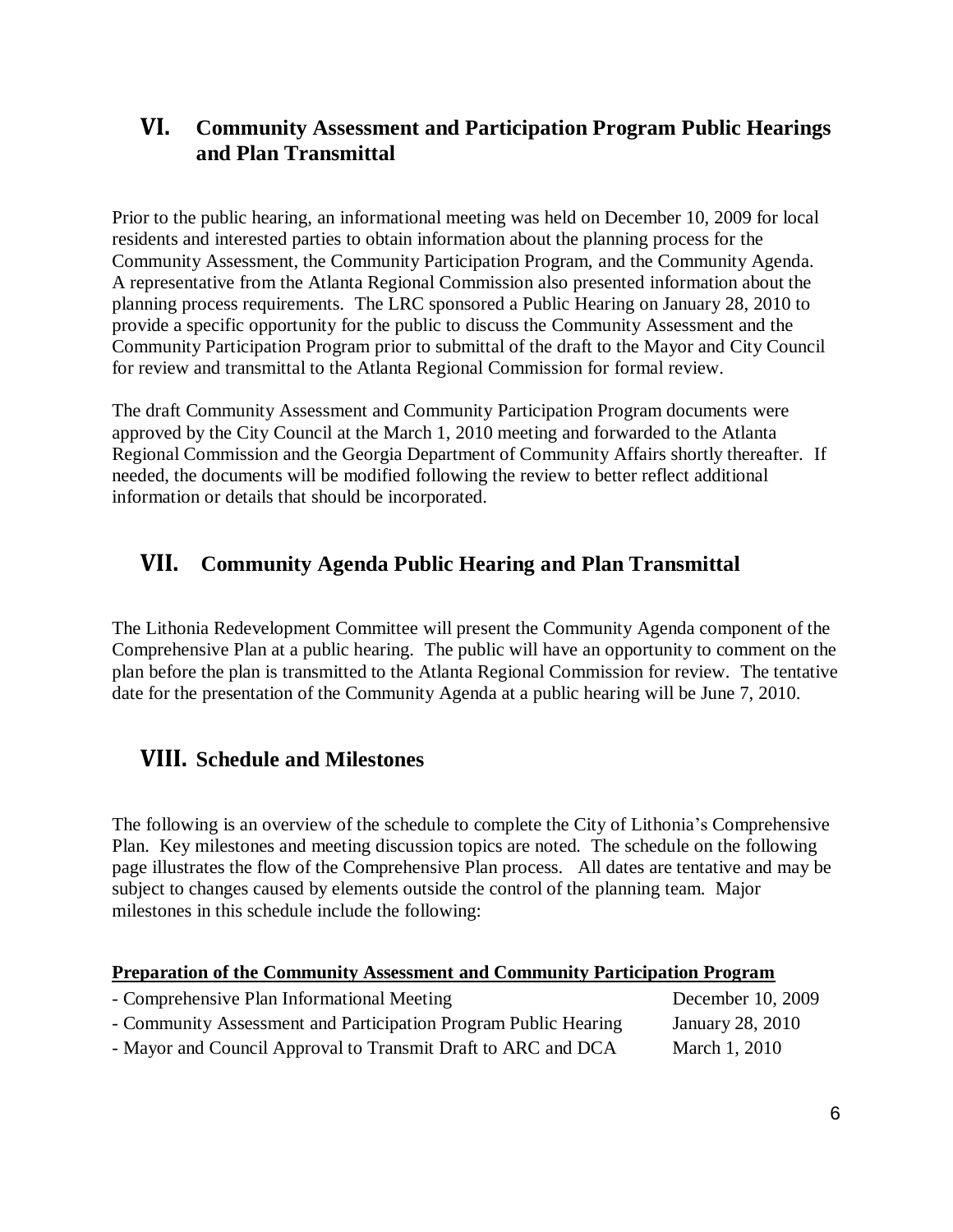## VI. Community Assessment and Participation Program Public Hearings and Plan Transmittal

Prior to the public hearing, an informational meeting was held on December 10, 2009 for local residents and interested parties to obtain information about the planning process for the Community Assessment, the Community Participation Program, and the Community Agenda. A representative from the Atlanta Regional Commission also presented information about the planning process requirements. The LRC sponsored a Public Hearing on January 28, 2010 to provide a specific opportunity for the public to discuss the Community Assessment and the Community Participation Program prior to submittal of the draft to the Mayor and City Council for review and transmittal to the Atlanta Regional Commission for formal review.

The draft Community Assessment and Community Participation Program documents were approved by the City Council at the March 1, 2010 meeting and forwarded to the Atlanta Regional Commission and the Georgia Department of Community Affairs shortly thereafter. If needed, the documents will be modified following the review to better reflect additional information or details that should be incorporated.

## VII. Community Agenda Public Hearing and Plan Transmittal

The Lithonia Redevelopment Committee will present the Community Agenda component of the Comprehensive Plan at a public hearing. The public will have an opportunity to comment on the plan before the plan is transmitted to the Atlanta Regional Commission for review. The tentative date for the presentation of the Community Agenda at a public hearing will be June 7, 2010.

## VIII. Schedule and Milestones

The following is an overview of the schedule to complete the City of Lithonia's Comprehensive Plan. Key milestones and meeting discussion topics are noted. The schedule on the following page illustrates the flow of the Comprehensive Plan process. All dates are tentative and may be subject to changes caused by elements outside the control of the planning team. Major milestones in this schedule include the following:

**Preparation of the Community Assessment and Community Participation Program**

- Comprehensive Plan Informational Meeting — December 10, 2009
- Community Assessment and Participation Program Public Hearing — January 28, 2010
- Mayor and Council Approval to Transmit Draft to ARC and DCA — March 1, 2010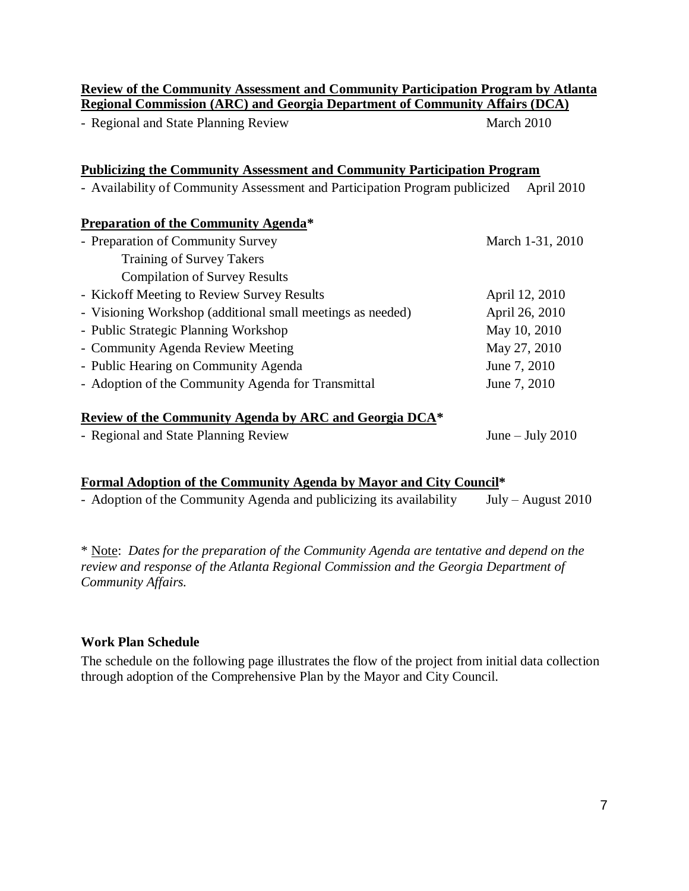**<u>Review of the Community Assessment and Community Participation Program by Atlanta Regional Commission (ARC) and Georgia Department of Community Affairs (DCA)</u>**

- Regional and State Planning Review — March 2010

**<u>Publicizing the Community Assessment and Community Participation Program</u>**

- Availability of Community Assessment and Participation Program publicized — April 2010

**<u>Preparation of the Community Agenda</u>***

| | |
|---|---|
| - Preparation of Community Survey | March 1-31, 2010 |
| Training of Survey Takers | |
| Compilation of Survey Results | |
| - Kickoff Meeting to Review Survey Results | April 12, 2010 |
| - Visioning Workshop (additional small meetings as needed) | April 26, 2010 |
| - Public Strategic Planning Workshop | May 10, 2010 |
| - Community Agenda Review Meeting | May 27, 2010 |
| - Public Hearing on Community Agenda | June 7, 2010 |
| - Adoption of the Community Agenda for Transmittal | June 7, 2010 |

**<u>Review of the Community Agenda by ARC and Georgia DCA</u>***

- Regional and State Planning Review — June – July 2010

**<u>Formal Adoption of the Community Agenda by Mayor and City Council</u>***

- Adoption of the Community Agenda and publicizing its availability — July – August 2010

* <u>Note</u>: *Dates for the preparation of the Community Agenda are tentative and depend on the review and response of the Atlanta Regional Commission and the Georgia Department of Community Affairs.*

**Work Plan Schedule**

The schedule on the following page illustrates the flow of the project from initial data collection through adoption of the Comprehensive Plan by the Mayor and City Council.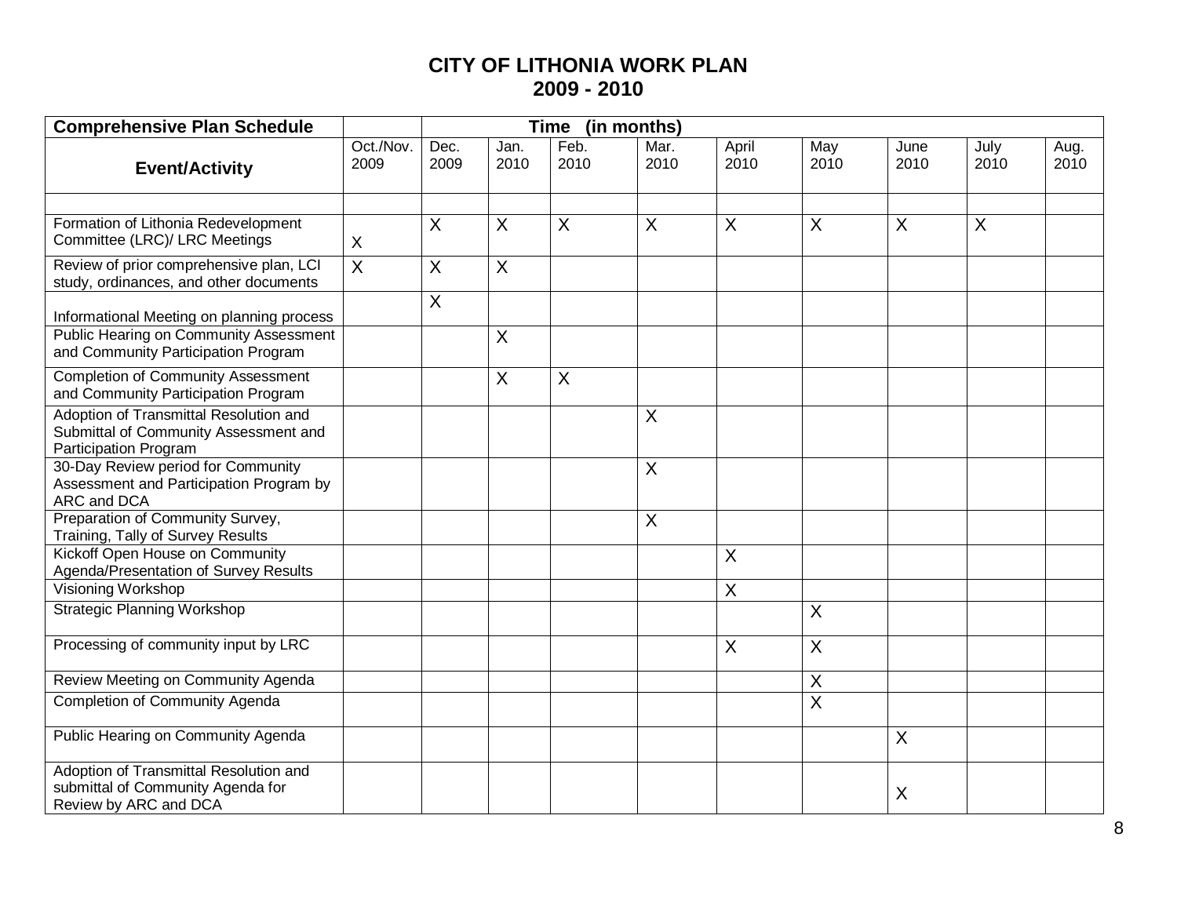# CITY OF LITHONIA WORK PLAN
# 2009 - 2010

| Comprehensive Plan Schedule | | Time (in months) | | | | | | | | |
|---|---|---|---|---|---|---|---|---|---|---|
| **Event/Activity** | Oct./Nov. 2009 | Dec. 2009 | Jan. 2010 | Feb. 2010 | Mar. 2010 | April 2010 | May 2010 | June 2010 | July 2010 | Aug. 2010 |
| | | | | | | | | | | |
| Formation of Lithonia Redevelopment Committee (LRC)/ LRC Meetings | X | X | X | X | X | X | X | X | X | |
| Review of prior comprehensive plan, LCI study, ordinances, and other documents | X | X | X | | | | | | | |
| Informational Meeting on planning process | | X | | | | | | | | |
| Public Hearing on Community Assessment and Community Participation Program | | | X | | | | | | | |
| Completion of Community Assessment and Community Participation Program | | | X | X | | | | | | |
| Adoption of Transmittal Resolution and Submittal of Community Assessment and Participation Program | | | | | X | | | | | |
| 30-Day Review period for Community Assessment and Participation Program by ARC and DCA | | | | | X | | | | | |
| Preparation of Community Survey, Training, Tally of Survey Results | | | | | X | | | | | |
| Kickoff Open House on Community Agenda/Presentation of Survey Results | | | | | | X | | | | |
| Visioning Workshop | | | | | | X | | | | |
| Strategic Planning Workshop | | | | | | | X | | | |
| Processing of community input by LRC | | | | | | X | X | | | |
| Review Meeting on Community Agenda | | | | | | | X | | | |
| Completion of Community Agenda | | | | | | | X | | | |
| Public Hearing on Community Agenda | | | | | | | | X | | |
| Adoption of Transmittal Resolution and submittal of Community Agenda for Review by ARC and DCA | | | | | | | | X | | |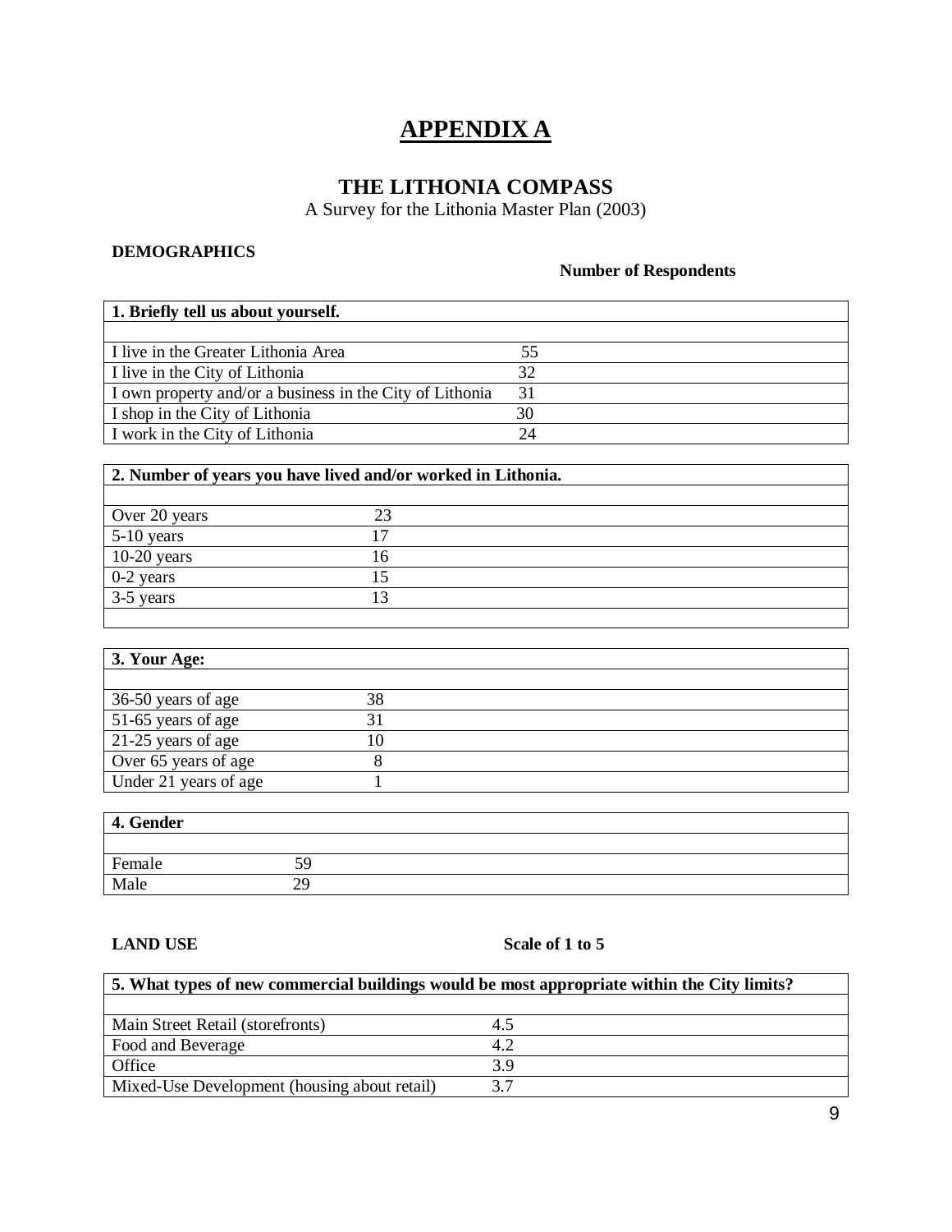# APPENDIX A

## THE LITHONIA COMPASS

A Survey for the Lithonia Master Plan (2003)

**DEMOGRAPHICS**

**Number of Respondents**

| **1. Briefly tell us about yourself.** | |
|---|---|
| I live in the Greater Lithonia Area | 55 |
| I live in the City of Lithonia | 32 |
| I own property and/or a business in the City of Lithonia | 31 |
| I shop in the City of Lithonia | 30 |
| I work in the City of Lithonia | 24 |

| **2. Number of years you have lived and/or worked in Lithonia.** | |
|---|---|
| Over 20 years | 23 |
| 5-10 years | 17 |
| 10-20 years | 16 |
| 0-2 years | 15 |
| 3-5 years | 13 |

| **3. Your Age:** | |
|---|---|
| 36-50 years of age | 38 |
| 51-65 years of age | 31 |
| 21-25 years of age | 10 |
| Over 65 years of age | 8 |
| Under 21 years of age | 1 |

| **4. Gender** | |
|---|---|
| Female | 59 |
| Male | 29 |

**LAND USE**

**Scale of 1 to 5**

| **5. What types of new commercial buildings would be most appropriate within the City limits?** | |
|---|---|
| Main Street Retail (storefronts) | 4.5 |
| Food and Beverage | 4.2 |
| Office | 3.9 |
| Mixed-Use Development (housing about retail) | 3.7 |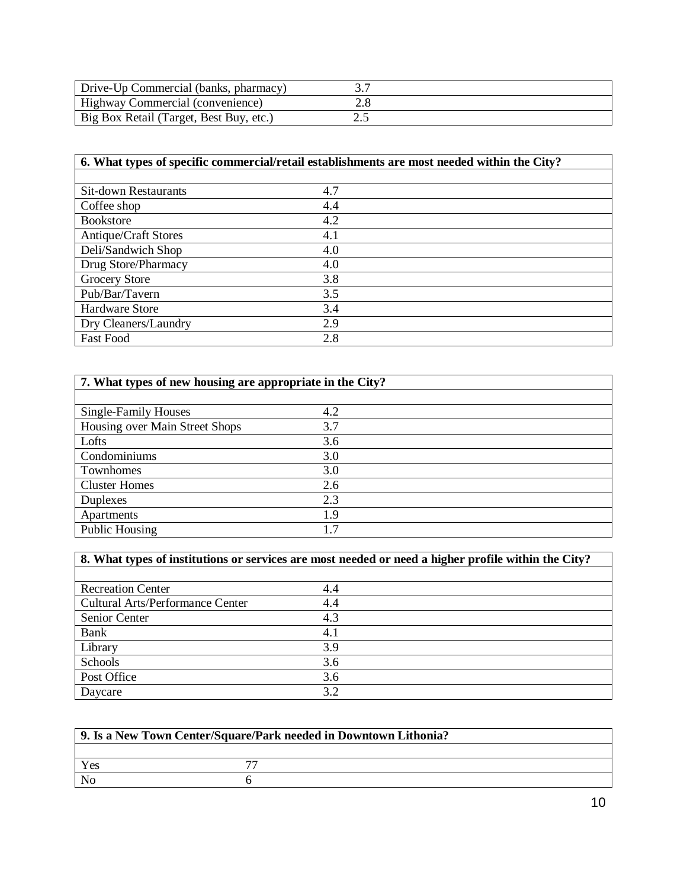| | |
|---|---|
| Drive-Up Commercial (banks, pharmacy) | 3.7 |
| Highway Commercial (convenience) | 2.8 |
| Big Box Retail (Target, Best Buy, etc.) | 2.5 |

| 6. What types of specific commercial/retail establishments are most needed within the City? | |
|---|---|
| | |
| Sit-down Restaurants | 4.7 |
| Coffee shop | 4.4 |
| Bookstore | 4.2 |
| Antique/Craft Stores | 4.1 |
| Deli/Sandwich Shop | 4.0 |
| Drug Store/Pharmacy | 4.0 |
| Grocery Store | 3.8 |
| Pub/Bar/Tavern | 3.5 |
| Hardware Store | 3.4 |
| Dry Cleaners/Laundry | 2.9 |
| Fast Food | 2.8 |

| 7. What types of new housing are appropriate in the City? | |
|---|---|
| | |
| Single-Family Houses | 4.2 |
| Housing over Main Street Shops | 3.7 |
| Lofts | 3.6 |
| Condominiums | 3.0 |
| Townhomes | 3.0 |
| Cluster Homes | 2.6 |
| Duplexes | 2.3 |
| Apartments | 1.9 |
| Public Housing | 1.7 |

| 8. What types of institutions or services are most needed or need a higher profile within the City? | |
|---|---|
| | |
| Recreation Center | 4.4 |
| Cultural Arts/Performance Center | 4.4 |
| Senior Center | 4.3 |
| Bank | 4.1 |
| Library | 3.9 |
| Schools | 3.6 |
| Post Office | 3.6 |
| Daycare | 3.2 |

| 9. Is a New Town Center/Square/Park needed in Downtown Lithonia? | |
|---|---|
| | |
| Yes | 77 |
| No | 6 |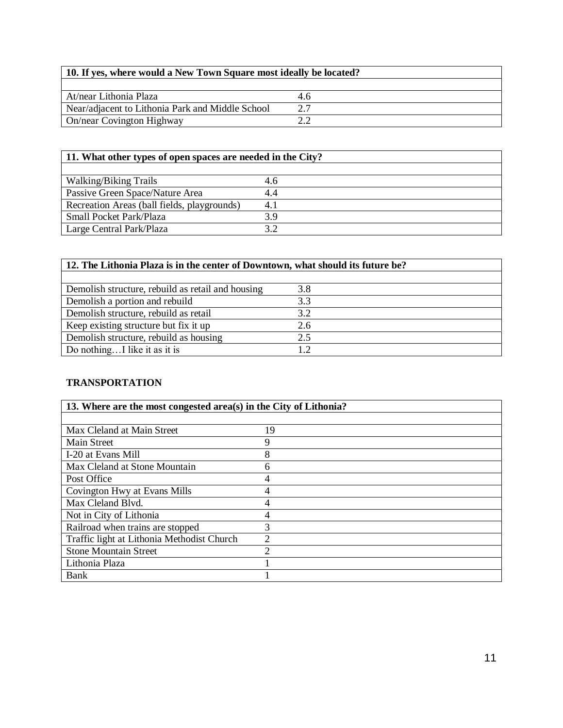| 10. If yes, where would a New Town Square most ideally be located? | |
|---|---|
| | |
| At/near Lithonia Plaza | 4.6 |
| Near/adjacent to Lithonia Park and Middle School | 2.7 |
| On/near Covington Highway | 2.2 |

| 11. What other types of open spaces are needed in the City? | |
|---|---|
| | |
| Walking/Biking Trails | 4.6 |
| Passive Green Space/Nature Area | 4.4 |
| Recreation Areas (ball fields, playgrounds) | 4.1 |
| Small Pocket Park/Plaza | 3.9 |
| Large Central Park/Plaza | 3.2 |

| 12. The Lithonia Plaza is in the center of Downtown, what should its future be? | |
|---|---|
| | |
| Demolish structure, rebuild as retail and housing | 3.8 |
| Demolish a portion and rebuild | 3.3 |
| Demolish structure, rebuild as retail | 3.2 |
| Keep existing structure but fix it up | 2.6 |
| Demolish structure, rebuild as housing | 2.5 |
| Do nothing…I like it as it is | 1.2 |

**TRANSPORTATION**

| 13. Where are the most congested area(s) in the City of Lithonia? | |
|---|---|
| | |
| Max Cleland at Main Street | 19 |
| Main Street | 9 |
| I-20 at Evans Mill | 8 |
| Max Cleland at Stone Mountain | 6 |
| Post Office | 4 |
| Covington Hwy at Evans Mills | 4 |
| Max Cleland Blvd. | 4 |
| Not in City of Lithonia | 4 |
| Railroad when trains are stopped | 3 |
| Traffic light at Lithonia Methodist Church | 2 |
| Stone Mountain Street | 2 |
| Lithonia Plaza | 1 |
| Bank | 1 |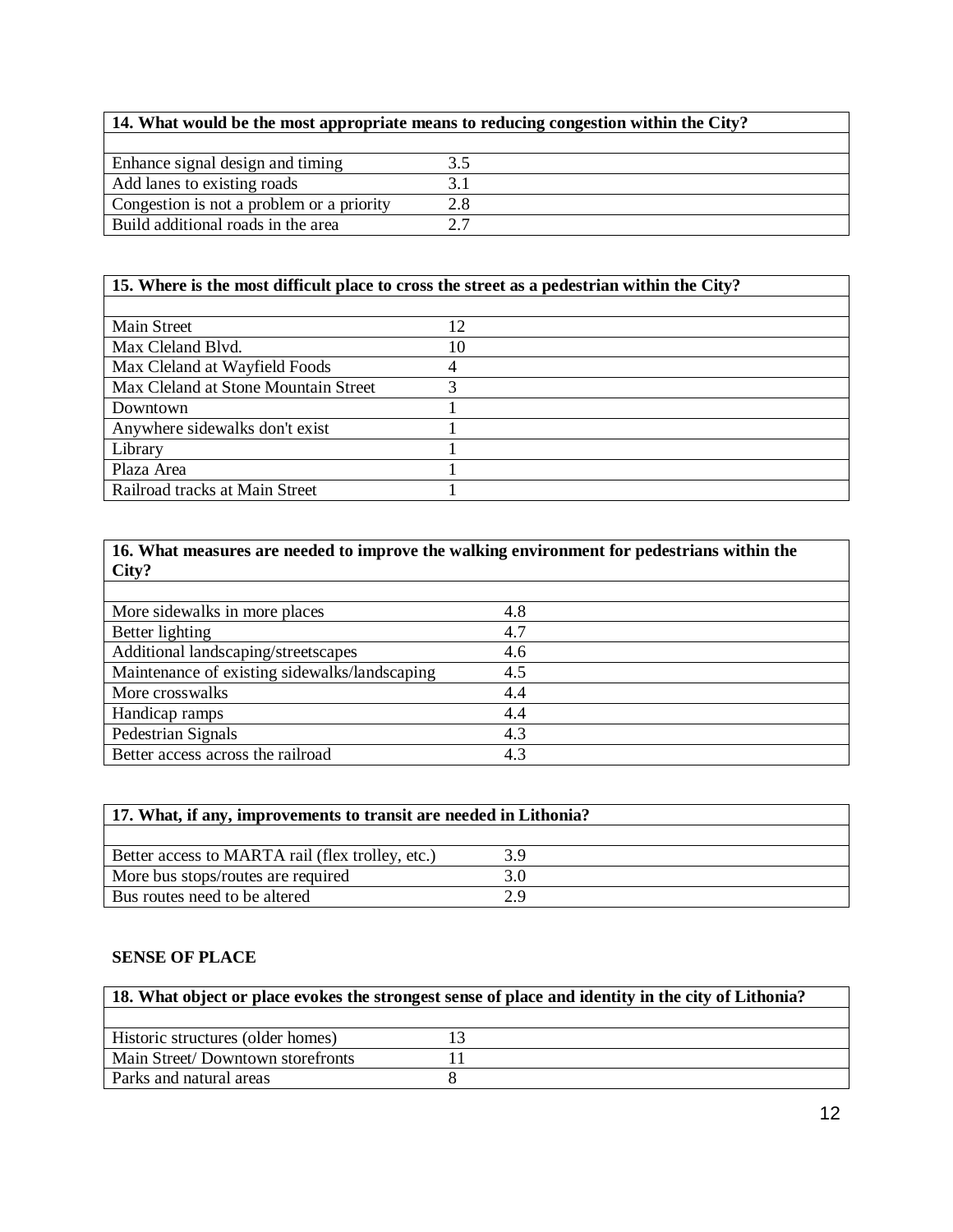| 14. What would be the most appropriate means to reducing congestion within the City? | |
|---|---|
| Enhance signal design and timing | 3.5 |
| Add lanes to existing roads | 3.1 |
| Congestion is not a problem or a priority | 2.8 |
| Build additional roads in the area | 2.7 |

| 15. Where is the most difficult place to cross the street as a pedestrian within the City? | |
|---|---|
| Main Street | 12 |
| Max Cleland Blvd. | 10 |
| Max Cleland at Wayfield Foods | 4 |
| Max Cleland at Stone Mountain Street | 3 |
| Downtown | 1 |
| Anywhere sidewalks don't exist | 1 |
| Library | 1 |
| Plaza Area | 1 |
| Railroad tracks at Main Street | 1 |

| 16. What measures are needed to improve the walking environment for pedestrians within the City? | |
|---|---|
| More sidewalks in more places | 4.8 |
| Better lighting | 4.7 |
| Additional landscaping/streetscapes | 4.6 |
| Maintenance of existing sidewalks/landscaping | 4.5 |
| More crosswalks | 4.4 |
| Handicap ramps | 4.4 |
| Pedestrian Signals | 4.3 |
| Better access across the railroad | 4.3 |

| 17. What, if any, improvements to transit are needed in Lithonia? | |
|---|---|
| Better access to MARTA rail (flex trolley, etc.) | 3.9 |
| More bus stops/routes are required | 3.0 |
| Bus routes need to be altered | 2.9 |

**SENSE OF PLACE**

| 18. What object or place evokes the strongest sense of place and identity in the city of Lithonia? | |
|---|---|
| Historic structures (older homes) | 13 |
| Main Street/ Downtown storefronts | 11 |
| Parks and natural areas | 8 |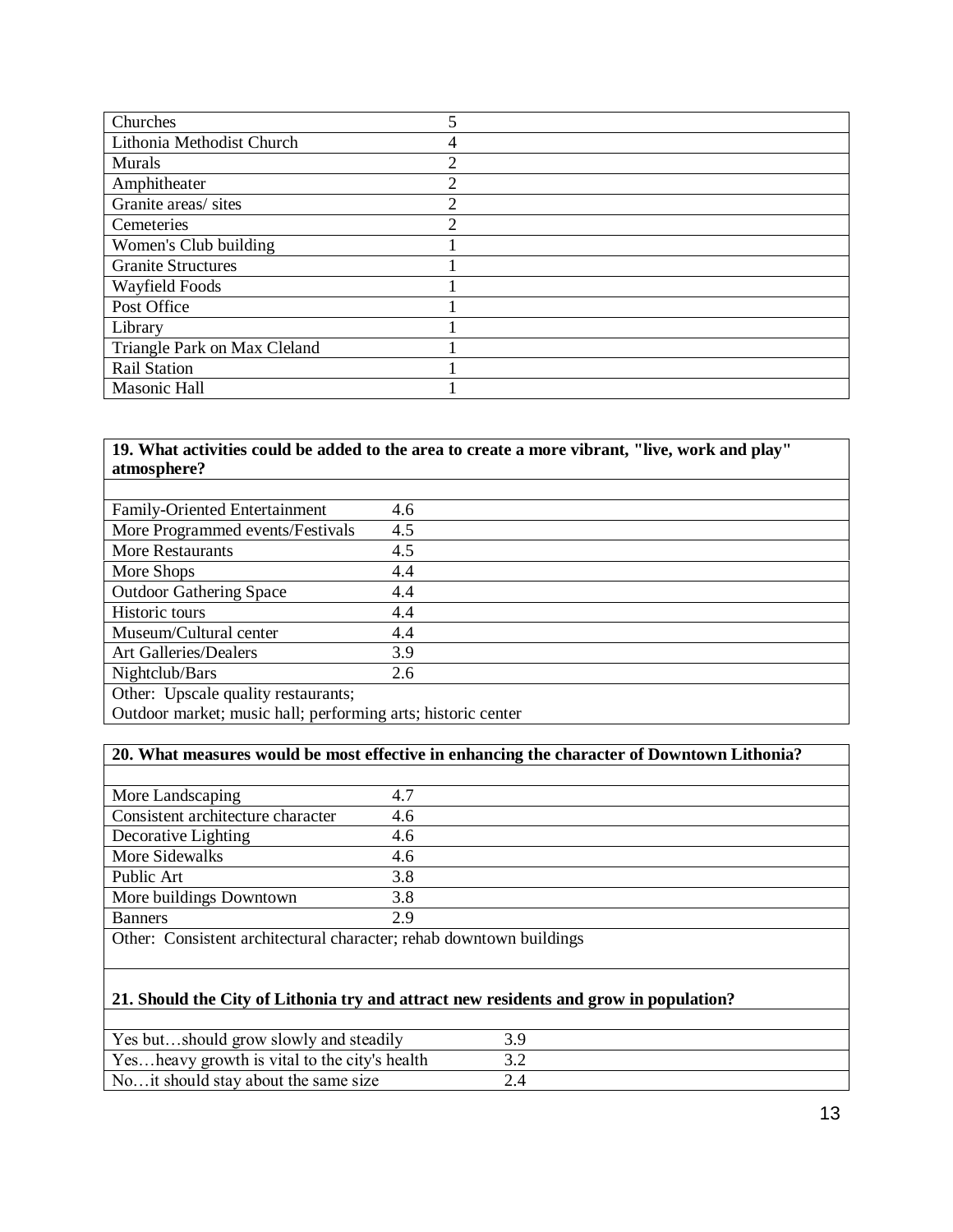| | |
|---|---|
| Churches | 5 |
| Lithonia Methodist Church | 4 |
| Murals | 2 |
| Amphitheater | 2 |
| Granite areas/ sites | 2 |
| Cemeteries | 2 |
| Women's Club building | 1 |
| Granite Structures | 1 |
| Wayfield Foods | 1 |
| Post Office | 1 |
| Library | 1 |
| Triangle Park on Max Cleland | 1 |
| Rail Station | 1 |
| Masonic Hall | 1 |

**19. What activities could be added to the area to create a more vibrant, "live, work and play" atmosphere?**

| | |
|---|---|
| Family-Oriented Entertainment | 4.6 |
| More Programmed events/Festivals | 4.5 |
| More Restaurants | 4.5 |
| More Shops | 4.4 |
| Outdoor Gathering Space | 4.4 |
| Historic tours | 4.4 |
| Museum/Cultural center | 4.4 |
| Art Galleries/Dealers | 3.9 |
| Nightclub/Bars | 2.6 |

Other: Upscale quality restaurants;
Outdoor market; music hall; performing arts; historic center

**20. What measures would be most effective in enhancing the character of Downtown Lithonia?**

| | |
|---|---|
| More Landscaping | 4.7 |
| Consistent architecture character | 4.6 |
| Decorative Lighting | 4.6 |
| More Sidewalks | 4.6 |
| Public Art | 3.8 |
| More buildings Downtown | 3.8 |
| Banners | 2.9 |

Other: Consistent architectural character; rehab downtown buildings

**21. Should the City of Lithonia try and attract new residents and grow in population?**

| | |
|---|---|
| Yes but…should grow slowly and steadily | 3.9 |
| Yes…heavy growth is vital to the city's health | 3.2 |
| No…it should stay about the same size | 2.4 |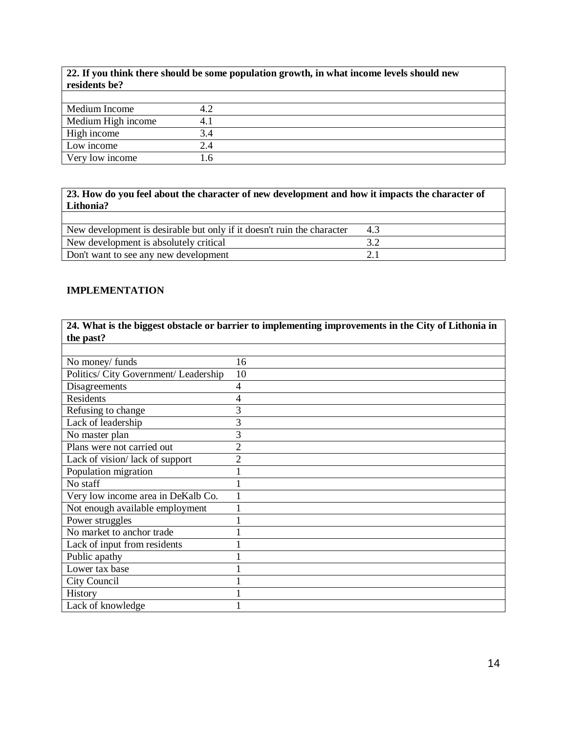| 22. If you think there should be some population growth, in what income levels should new residents be? | |
|---|---|
| Medium Income | 4.2 |
| Medium High income | 4.1 |
| High income | 3.4 |
| Low income | 2.4 |
| Very low income | 1.6 |

| 23. How do you feel about the character of new development and how it impacts the character of Lithonia? | |
|---|---|
| New development is desirable but only if it doesn't ruin the character | 4.3 |
| New development is absolutely critical | 3.2 |
| Don't want to see any new development | 2.1 |

**IMPLEMENTATION**

| 24. What is the biggest obstacle or barrier to implementing improvements in the City of Lithonia in the past? | |
|---|---|
| No money/ funds | 16 |
| Politics/ City Government/ Leadership | 10 |
| Disagreements | 4 |
| Residents | 4 |
| Refusing to change | 3 |
| Lack of leadership | 3 |
| No master plan | 3 |
| Plans were not carried out | 2 |
| Lack of vision/ lack of support | 2 |
| Population migration | 1 |
| No staff | 1 |
| Very low income area in DeKalb Co. | 1 |
| Not enough available employment | 1 |
| Power struggles | 1 |
| No market to anchor trade | 1 |
| Lack of input from residents | 1 |
| Public apathy | 1 |
| Lower tax base | 1 |
| City Council | 1 |
| History | 1 |
| Lack of knowledge | 1 |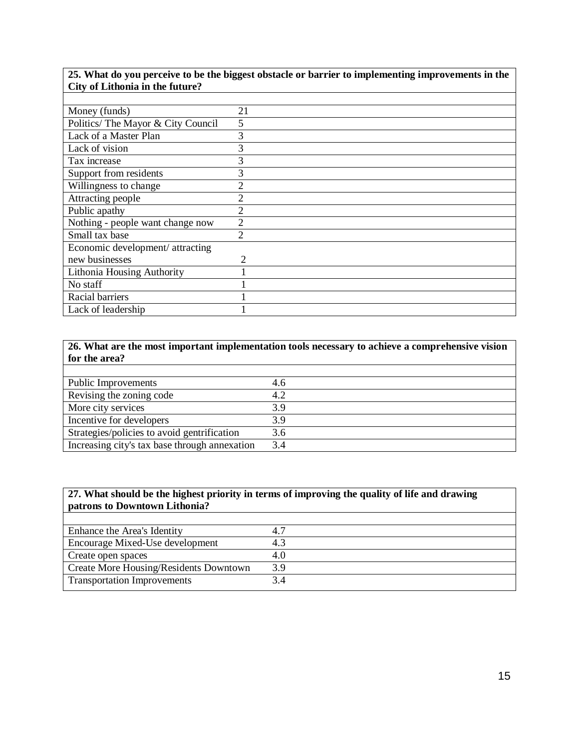| 25. What do you perceive to be the biggest obstacle or barrier to implementing improvements in the City of Lithonia in the future? | |
|---|---|
| Money (funds) | 21 |
| Politics/ The Mayor & City Council | 5 |
| Lack of a Master Plan | 3 |
| Lack of vision | 3 |
| Tax increase | 3 |
| Support from residents | 3 |
| Willingness to change | 2 |
| Attracting people | 2 |
| Public apathy | 2 |
| Nothing - people want change now | 2 |
| Small tax base | 2 |
| Economic development/ attracting new businesses | 2 |
| Lithonia Housing Authority | 1 |
| No staff | 1 |
| Racial barriers | 1 |
| Lack of leadership | 1 |

| 26. What are the most important implementation tools necessary to achieve a comprehensive vision for the area? | |
|---|---|
| Public Improvements | 4.6 |
| Revising the zoning code | 4.2 |
| More city services | 3.9 |
| Incentive for developers | 3.9 |
| Strategies/policies to avoid gentrification | 3.6 |
| Increasing city's tax base through annexation | 3.4 |

| 27. What should be the highest priority in terms of improving the quality of life and drawing patrons to Downtown Lithonia? | |
|---|---|
| Enhance the Area's Identity | 4.7 |
| Encourage Mixed-Use development | 4.3 |
| Create open spaces | 4.0 |
| Create More Housing/Residents Downtown | 3.9 |
| Transportation Improvements | 3.4 |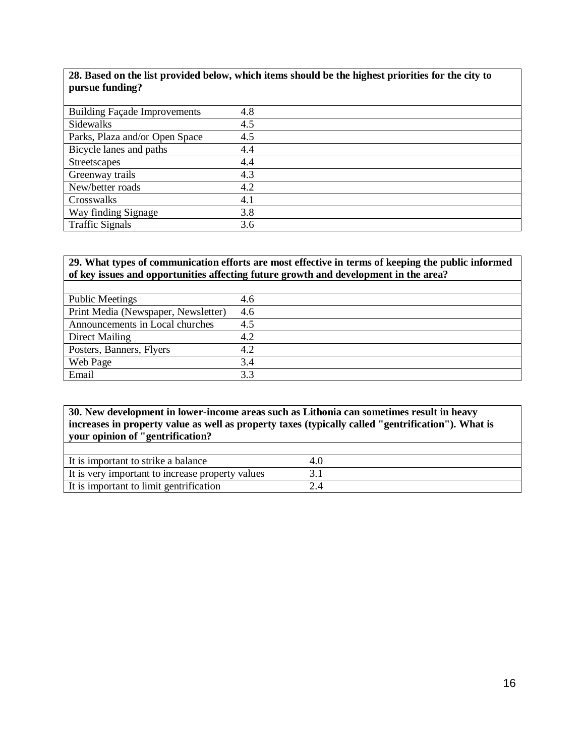| 28. Based on the list provided below, which items should be the highest priorities for the city to pursue funding? | |
|---|---|
| Building Façade Improvements | 4.8 |
| Sidewalks | 4.5 |
| Parks, Plaza and/or Open Space | 4.5 |
| Bicycle lanes and paths | 4.4 |
| Streetscapes | 4.4 |
| Greenway trails | 4.3 |
| New/better roads | 4.2 |
| Crosswalks | 4.1 |
| Way finding Signage | 3.8 |
| Traffic Signals | 3.6 |

| 29. What types of communication efforts are most effective in terms of keeping the public informed of key issues and opportunities affecting future growth and development in the area? | |
|---|---|
| Public Meetings | 4.6 |
| Print Media (Newspaper, Newsletter) | 4.6 |
| Announcements in Local churches | 4.5 |
| Direct Mailing | 4.2 |
| Posters, Banners, Flyers | 4.2 |
| Web Page | 3.4 |
| Email | 3.3 |

| 30. New development in lower-income areas such as Lithonia can sometimes result in heavy increases in property value as well as property taxes (typically called "gentrification"). What is your opinion of "gentrification? | |
|---|---|
| It is important to strike a balance | 4.0 |
| It is very important to increase property values | 3.1 |
| It is important to limit gentrification | 2.4 |